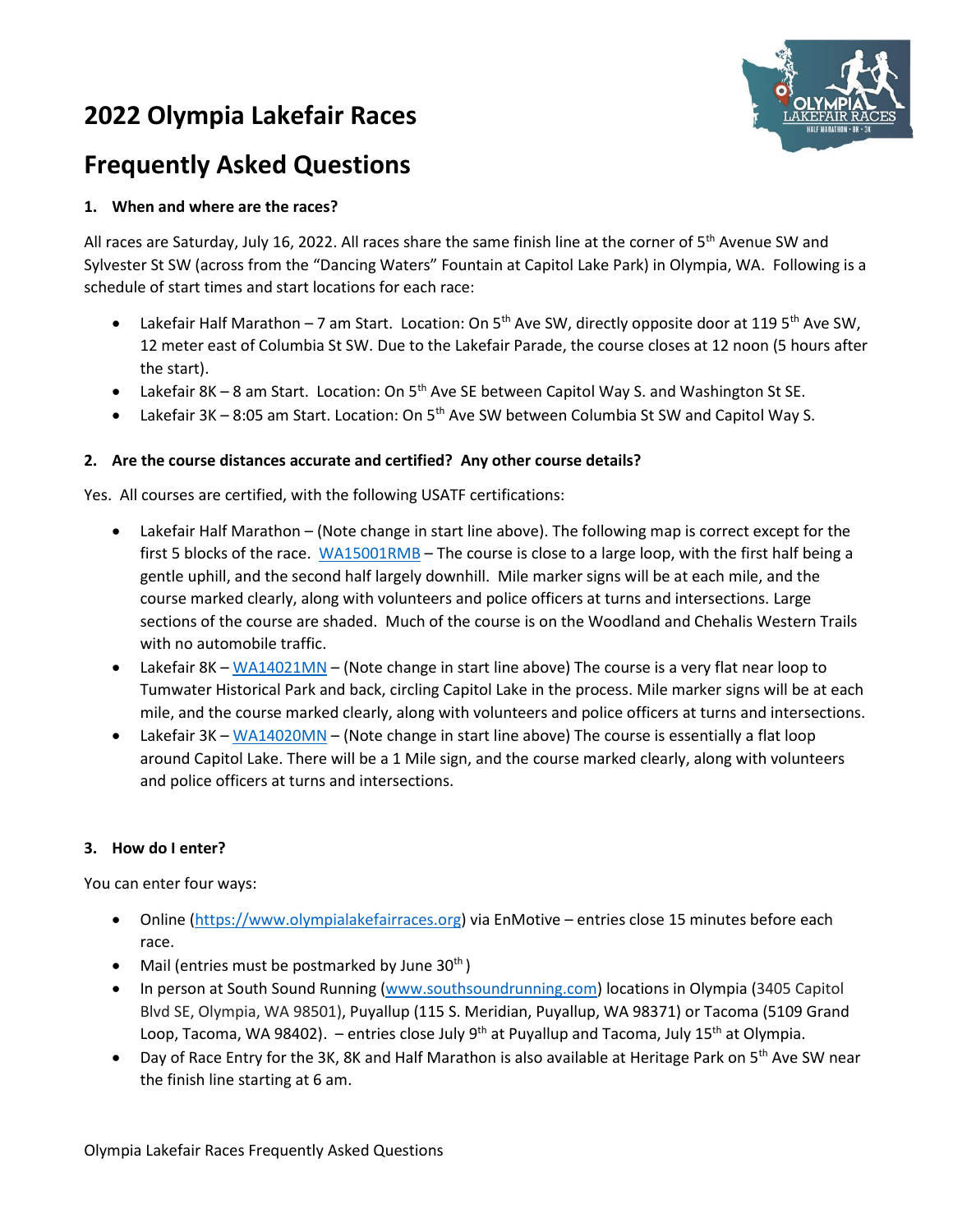# 2022 Olympia Lakefair Races

# Frequently Asked Questions

**1. When and where are the races?**

All races are Saturday, July 16, 2022. All races share the same finish line at the corner of 5th Avenue SW and Sylvester St SW (across from the "Dancing Waters" Fountain at Capitol Lake Park) in Olympia, WA. Following is a schedule of start times and start locations for each race:

- Lakefair Half Marathon – 7 am Start. Location: On 5th Ave SW, directly opposite door at 119 5th Ave SW, 12 meter east of Columbia St SW. Due to the Lakefair Parade, the course closes at 12 noon (5 hours after the start).
- Lakefair 8K – 8 am Start. Location: On 5th Ave SE between Capitol Way S. and Washington St SE.
- Lakefair 3K – 8:05 am Start. Location: On 5th Ave SW between Columbia St SW and Capitol Way S.

**2. Are the course distances accurate and certified? Any other course details?**

Yes. All courses are certified, with the following USATF certifications:

- Lakefair Half Marathon – (Note change in start line above). The following map is correct except for the first 5 blocks of the race. WA15001RMB – The course is close to a large loop, with the first half being a gentle uphill, and the second half largely downhill. Mile marker signs will be at each mile, and the course marked clearly, along with volunteers and police officers at turns and intersections. Large sections of the course are shaded. Much of the course is on the Woodland and Chehalis Western Trails with no automobile traffic.
- Lakefair 8K – WA14021MN – (Note change in start line above) The course is a very flat near loop to Tumwater Historical Park and back, circling Capitol Lake in the process. Mile marker signs will be at each mile, and the course marked clearly, along with volunteers and police officers at turns and intersections.
- Lakefair 3K – WA14020MN – (Note change in start line above) The course is essentially a flat loop around Capitol Lake. There will be a 1 Mile sign, and the course marked clearly, along with volunteers and police officers at turns and intersections.

**3. How do I enter?**

You can enter four ways:

- Online (https://www.olympialakefairraces.org) via EnMotive – entries close 15 minutes before each race.
- Mail (entries must be postmarked by June 30th )
- In person at South Sound Running (www.southsoundrunning.com) locations in Olympia (3405 Capitol Blvd SE, Olympia, WA 98501), Puyallup (115 S. Meridian, Puyallup, WA 98371) or Tacoma (5109 Grand Loop, Tacoma, WA 98402). – entries close July 9th at Puyallup and Tacoma, July 15th at Olympia.
- Day of Race Entry for the 3K, 8K and Half Marathon is also available at Heritage Park on 5th Ave SW near the finish line starting at 6 am.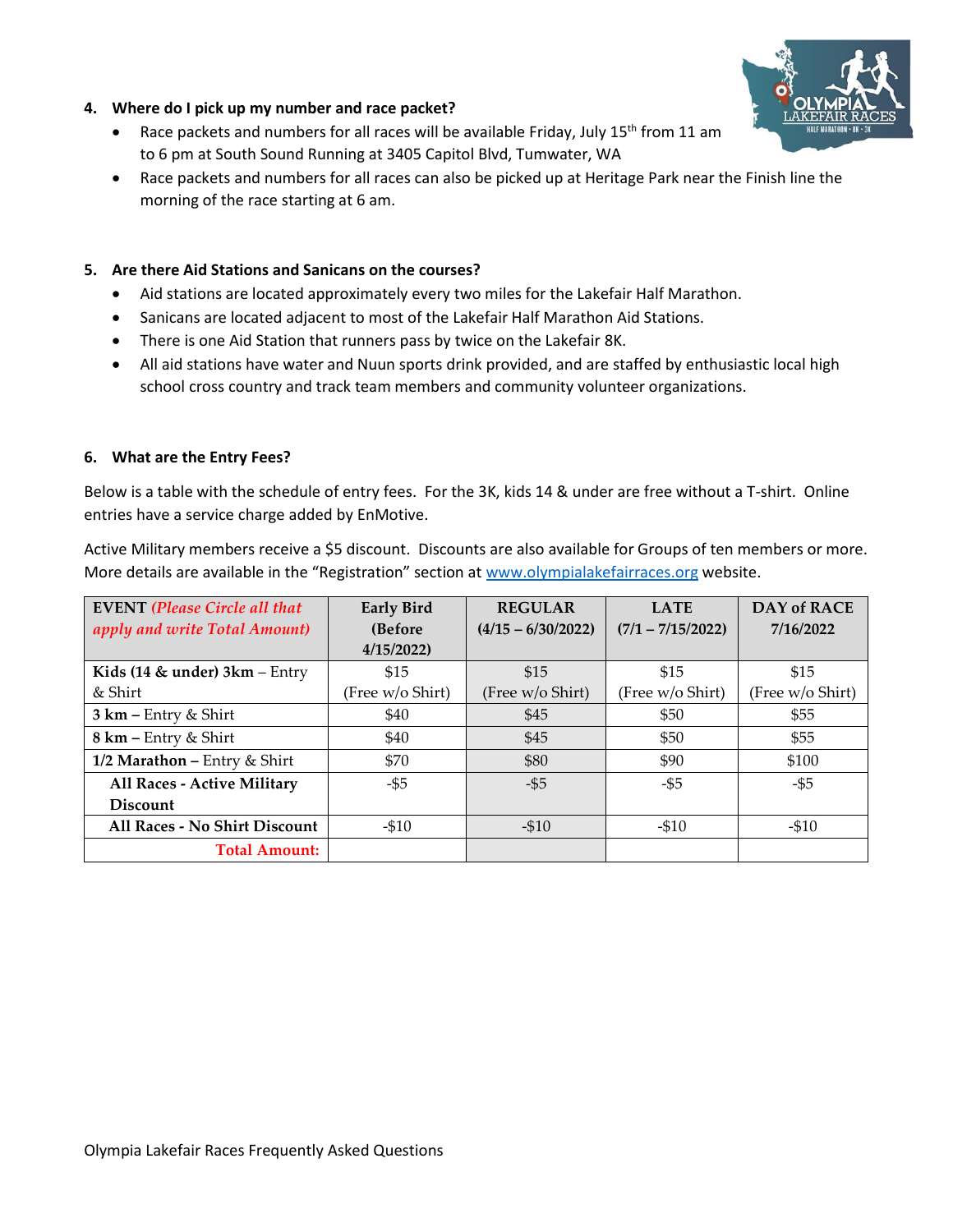### 4. Where do I pick up my number and race packet?

- Race packets and numbers for all races will be available Friday, July 15th from 11 am to 6 pm at South Sound Running at 3405 Capitol Blvd, Tumwater, WA
- Race packets and numbers for all races can also be picked up at Heritage Park near the Finish line the morning of the race starting at 6 am.

### 5. Are there Aid Stations and Sanicans on the courses?

- Aid stations are located approximately every two miles for the Lakefair Half Marathon.
- Sanicans are located adjacent to most of the Lakefair Half Marathon Aid Stations.
- There is one Aid Station that runners pass by twice on the Lakefair 8K.
- All aid stations have water and Nuun sports drink provided, and are staffed by enthusiastic local high school cross country and track team members and community volunteer organizations.

### 6. What are the Entry Fees?

Below is a table with the schedule of entry fees. For the 3K, kids 14 & under are free without a T-shirt. Online entries have a service charge added by EnMotive.

Active Military members receive a $5 discount. Discounts are also available for Groups of ten members or more. More details are available in the "Registration" section at www.olympialakefairraces.org website.

| EVENT *(Please Circle all that apply and write Total Amount)* | Early Bird (Before 4/15/2022) | REGULAR (4/15 – 6/30/2022) | LATE (7/1 – 7/15/2022) | DAY of RACE 7/16/2022 |
|---|---|---|---|---|
| **Kids (14 & under) 3km** – Entry & Shirt | $15 (Free w/o Shirt) | $15 (Free w/o Shirt) | $15 (Free w/o Shirt) | $15 (Free w/o Shirt) |
| **3 km** – Entry & Shirt | $40 | $45 | $50 | $55 |
| **8 km** – Entry & Shirt | $40 | $45 | $50 | $55 |
| **1/2 Marathon** – Entry & Shirt | $70 | $80 | $90 | $100 |
| **All Races - Active Military Discount** | -$5 | -$5 | -$5 | -$5 |
| **All Races - No Shirt Discount** | -$10 | -$10 | -$10 | -$10 |
| **Total Amount:** | | | | |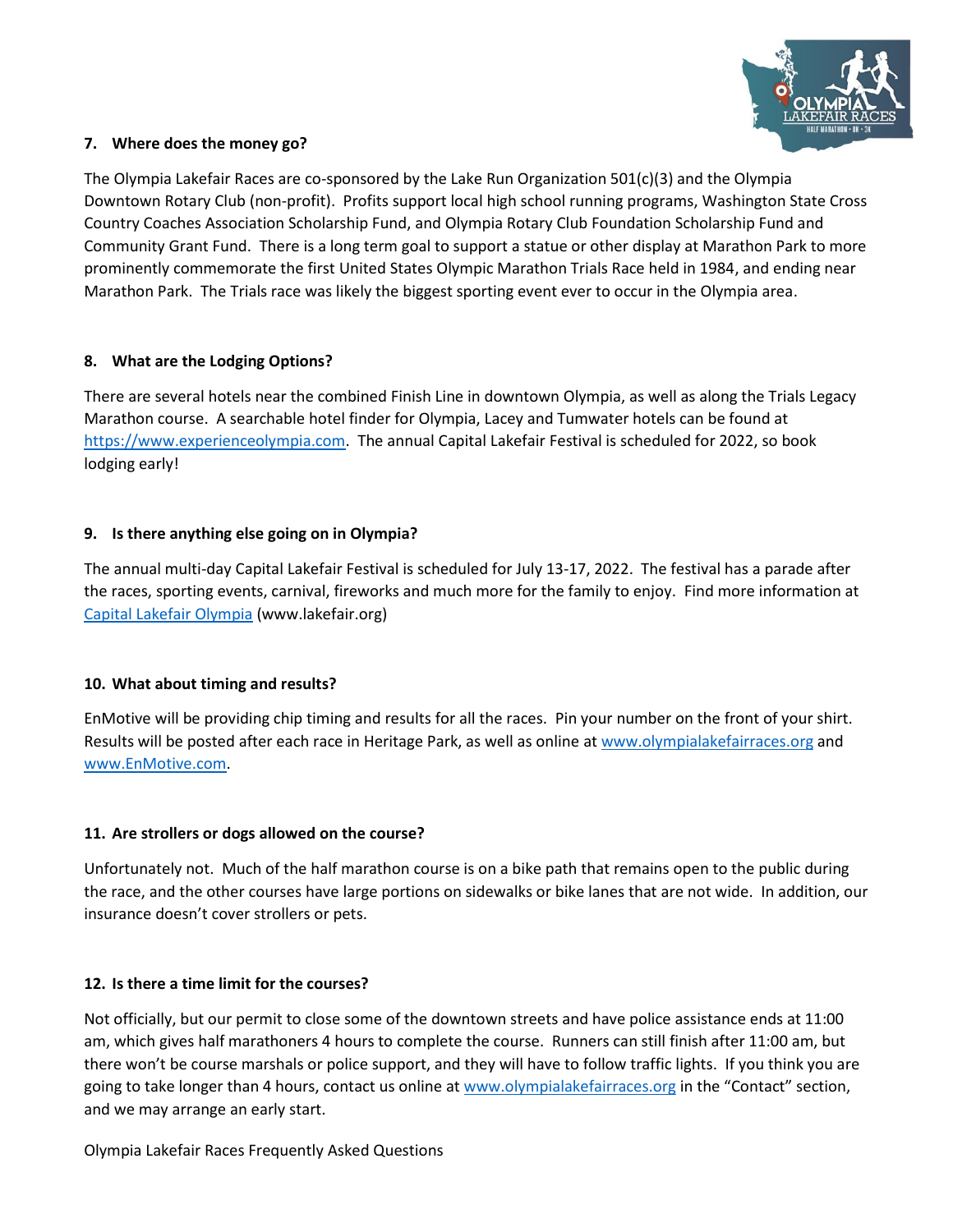**7. Where does the money go?**

The Olympia Lakefair Races are co-sponsored by the Lake Run Organization 501(c)(3) and the Olympia Downtown Rotary Club (non-profit). Profits support local high school running programs, Washington State Cross Country Coaches Association Scholarship Fund, and Olympia Rotary Club Foundation Scholarship Fund and Community Grant Fund. There is a long term goal to support a statue or other display at Marathon Park to more prominently commemorate the first United States Olympic Marathon Trials Race held in 1984, and ending near Marathon Park. The Trials race was likely the biggest sporting event ever to occur in the Olympia area.

**8. What are the Lodging Options?**

There are several hotels near the combined Finish Line in downtown Olympia, as well as along the Trials Legacy Marathon course. A searchable hotel finder for Olympia, Lacey and Tumwater hotels can be found at [https://www.experienceolympia.com](https://www.experienceolympia.com). The annual Capital Lakefair Festival is scheduled for 2022, so book lodging early!

**9. Is there anything else going on in Olympia?**

The annual multi-day Capital Lakefair Festival is scheduled for July 13-17, 2022. The festival has a parade after the races, sporting events, carnival, fireworks and much more for the family to enjoy. Find more information at [Capital Lakefair Olympia](http://www.lakefair.org) (www.lakefair.org)

**10. What about timing and results?**

EnMotive will be providing chip timing and results for all the races. Pin your number on the front of your shirt. Results will be posted after each race in Heritage Park, as well as online at [www.olympialakefairraces.org](http://www.olympialakefairraces.org) and [www.EnMotive.com](http://www.EnMotive.com).

**11. Are strollers or dogs allowed on the course?**

Unfortunately not. Much of the half marathon course is on a bike path that remains open to the public during the race, and the other courses have large portions on sidewalks or bike lanes that are not wide. In addition, our insurance doesn't cover strollers or pets.

**12. Is there a time limit for the courses?**

Not officially, but our permit to close some of the downtown streets and have police assistance ends at 11:00 am, which gives half marathoners 4 hours to complete the course. Runners can still finish after 11:00 am, but there won't be course marshals or police support, and they will have to follow traffic lights. If you think you are going to take longer than 4 hours, contact us online at [www.olympialakefairraces.org](http://www.olympialakefairraces.org) in the "Contact" section, and we may arrange an early start.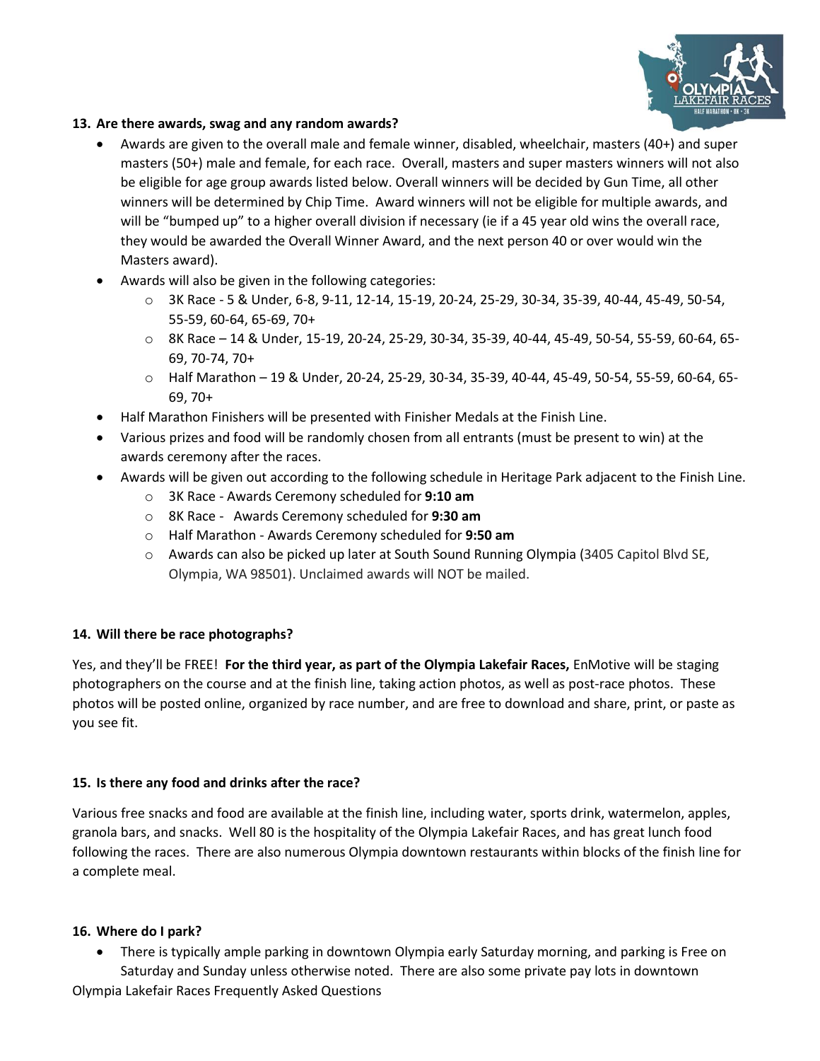### 13. Are there awards, swag and any random awards?

- Awards are given to the overall male and female winner, disabled, wheelchair, masters (40+) and super masters (50+) male and female, for each race. Overall, masters and super masters winners will not also be eligible for age group awards listed below. Overall winners will be decided by Gun Time, all other winners will be determined by Chip Time. Award winners will not be eligible for multiple awards, and will be "bumped up" to a higher overall division if necessary (ie if a 45 year old wins the overall race, they would be awarded the Overall Winner Award, and the next person 40 or over would win the Masters award).
- Awards will also be given in the following categories:
  - 3K Race - 5 & Under, 6-8, 9-11, 12-14, 15-19, 20-24, 25-29, 30-34, 35-39, 40-44, 45-49, 50-54, 55-59, 60-64, 65-69, 70+
  - 8K Race – 14 & Under, 15-19, 20-24, 25-29, 30-34, 35-39, 40-44, 45-49, 50-54, 55-59, 60-64, 65-69, 70-74, 70+
  - Half Marathon – 19 & Under, 20-24, 25-29, 30-34, 35-39, 40-44, 45-49, 50-54, 55-59, 60-64, 65-69, 70+
- Half Marathon Finishers will be presented with Finisher Medals at the Finish Line.
- Various prizes and food will be randomly chosen from all entrants (must be present to win) at the awards ceremony after the races.
- Awards will be given out according to the following schedule in Heritage Park adjacent to the Finish Line.
  - 3K Race - Awards Ceremony scheduled for **9:10 am**
  - 8K Race - Awards Ceremony scheduled for **9:30 am**
  - Half Marathon - Awards Ceremony scheduled for **9:50 am**
  - Awards can also be picked up later at South Sound Running Olympia (3405 Capitol Blvd SE, Olympia, WA 98501). Unclaimed awards will NOT be mailed.

### 14. Will there be race photographs?

Yes, and they'll be FREE! **For the third year, as part of the Olympia Lakefair Races,** EnMotive will be staging photographers on the course and at the finish line, taking action photos, as well as post-race photos. These photos will be posted online, organized by race number, and are free to download and share, print, or paste as you see fit.

### 15. Is there any food and drinks after the race?

Various free snacks and food are available at the finish line, including water, sports drink, watermelon, apples, granola bars, and snacks. Well 80 is the hospitality of the Olympia Lakefair Races, and has great lunch food following the races. There are also numerous Olympia downtown restaurants within blocks of the finish line for a complete meal.

### 16. Where do I park?

- There is typically ample parking in downtown Olympia early Saturday morning, and parking is Free on Saturday and Sunday unless otherwise noted. There are also some private pay lots in downtown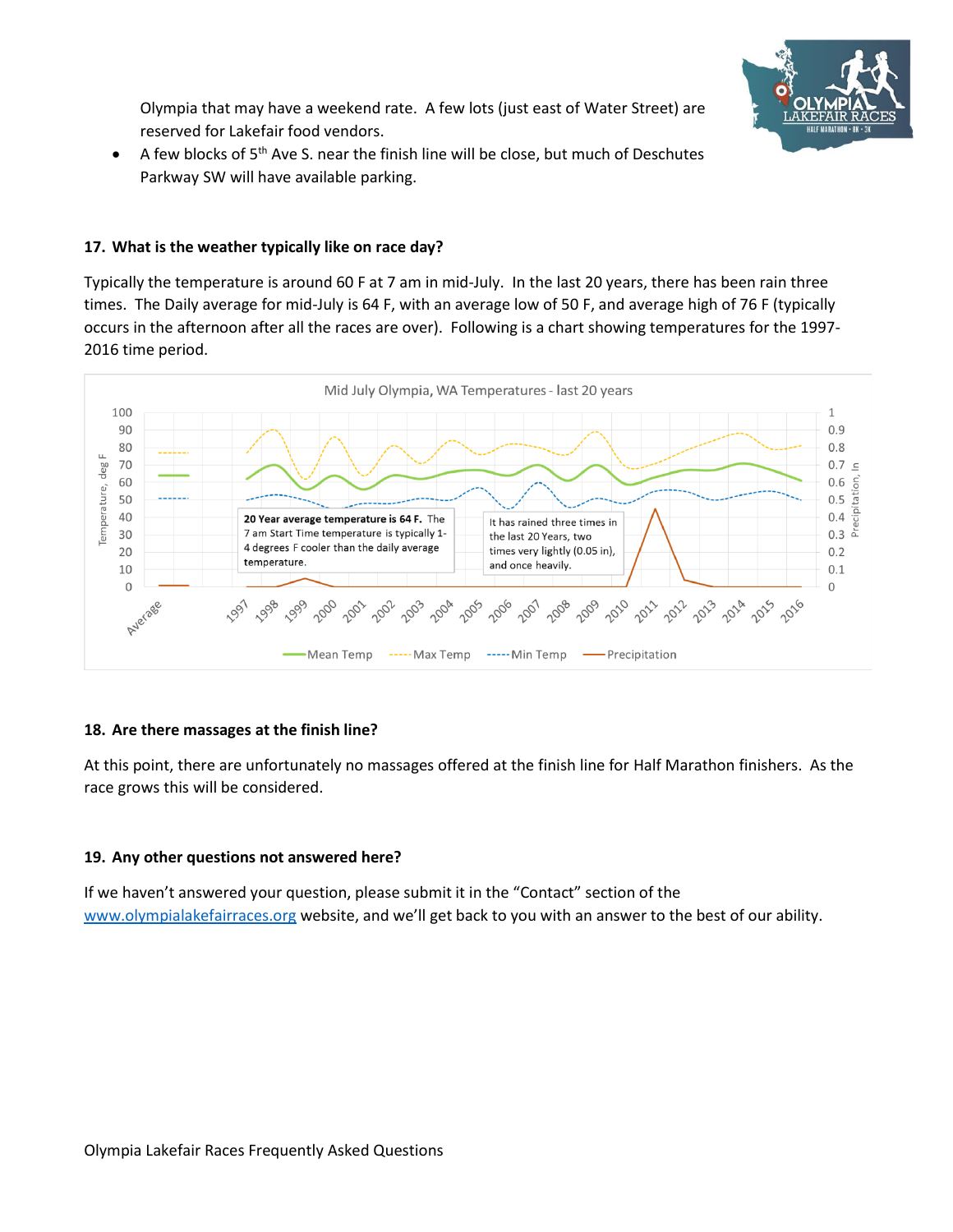Olympia that may have a weekend rate. A few lots (just east of Water Street) are reserved for Lakefair food vendors.

- A few blocks of 5th Ave S. near the finish line will be close, but much of Deschutes Parkway SW will have available parking.

### 17. What is the weather typically like on race day?

Typically the temperature is around 60 F at 7 am in mid-July. In the last 20 years, there has been rain three times. The Daily average for mid-July is 64 F, with an average low of 50 F, and average high of 76 F (typically occurs in the afternoon after all the races are over). Following is a chart showing temperatures for the 1997-2016 time period.

Mid July Olympia, WA Temperatures - last 20 years

Temperature, deg F

100
90
80
70
60
50
40
30
20
10
0

Precipitation, In

1
0.9
0.8
0.7
0.6
0.5
0.4
0.3
0.2
0.1
0

Average 1997 1998 1999 2000 2001 2002 2003 2004 2005 2006 2007 2008 2009 2010 2011 2012 2013 2014 2015 2016

**20 Year average temperature is 64 F.** The 7 am Start Time temperature is typically 1-4 degrees F cooler than the daily average temperature.

It has rained three times in the last 20 Years, two times very lightly (0.05 in), and once heavily.

Mean Temp
Max Temp
Min Temp
Precipitation

### 18. Are there massages at the finish line?

At this point, there are unfortunately no massages offered at the finish line for Half Marathon finishers. As the race grows this will be considered.

### 19. Any other questions not answered here?

If we haven't answered your question, please submit it in the "Contact" section of the [www.olympialakefairraces.org](http://www.olympialakefairraces.org) website, and we'll get back to you with an answer to the best of our ability.